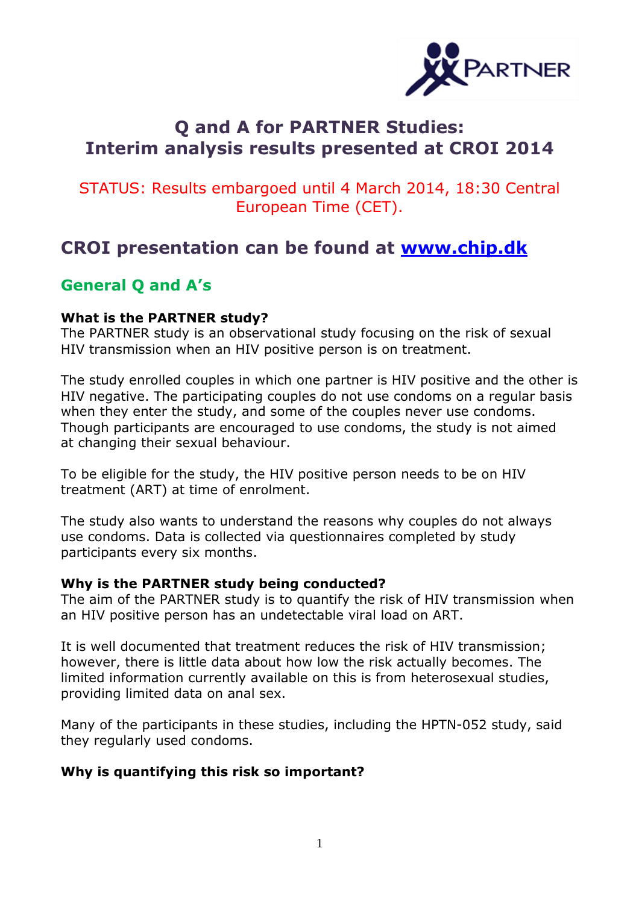# Q and A for PARTNER Studies: Interim analysis results presented at CROI 2014

STATUS: Results embargoed until 4 March 2014, 18:30 Central European Time (CET).

## CROI presentation can be found at [www.chip.dk](http://www.chip.dk)

### General Q and A's

**What is the PARTNER study?**
The PARTNER study is an observational study focusing on the risk of sexual HIV transmission when an HIV positive person is on treatment.

The study enrolled couples in which one partner is HIV positive and the other is HIV negative. The participating couples do not use condoms on a regular basis when they enter the study, and some of the couples never use condoms. Though participants are encouraged to use condoms, the study is not aimed at changing their sexual behaviour.

To be eligible for the study, the HIV positive person needs to be on HIV treatment (ART) at time of enrolment.

The study also wants to understand the reasons why couples do not always use condoms. Data is collected via questionnaires completed by study participants every six months.

**Why is the PARTNER study being conducted?**
The aim of the PARTNER study is to quantify the risk of HIV transmission when an HIV positive person has an undetectable viral load on ART.

It is well documented that treatment reduces the risk of HIV transmission; however, there is little data about how low the risk actually becomes. The limited information currently available on this is from heterosexual studies, providing limited data on anal sex.

Many of the participants in these studies, including the HPTN-052 study, said they regularly used condoms.

**Why is quantifying this risk so important?**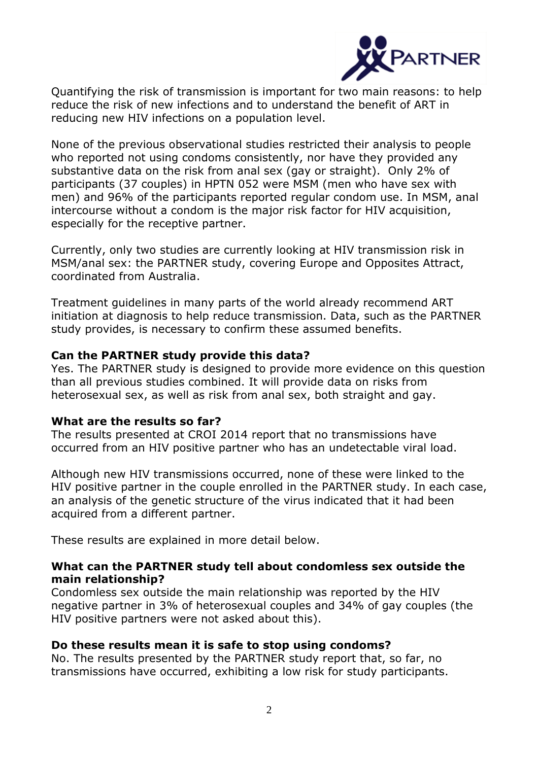Quantifying the risk of transmission is important for two main reasons: to help reduce the risk of new infections and to understand the benefit of ART in reducing new HIV infections on a population level.

None of the previous observational studies restricted their analysis to people who reported not using condoms consistently, nor have they provided any substantive data on the risk from anal sex (gay or straight). Only 2% of participants (37 couples) in HPTN 052 were MSM (men who have sex with men) and 96% of the participants reported regular condom use. In MSM, anal intercourse without a condom is the major risk factor for HIV acquisition, especially for the receptive partner.

Currently, only two studies are currently looking at HIV transmission risk in MSM/anal sex: the PARTNER study, covering Europe and Opposites Attract, coordinated from Australia.

Treatment guidelines in many parts of the world already recommend ART initiation at diagnosis to help reduce transmission. Data, such as the PARTNER study provides, is necessary to confirm these assumed benefits.

**Can the PARTNER study provide this data?**
Yes. The PARTNER study is designed to provide more evidence on this question than all previous studies combined. It will provide data on risks from heterosexual sex, as well as risk from anal sex, both straight and gay.

**What are the results so far?**
The results presented at CROI 2014 report that no transmissions have occurred from an HIV positive partner who has an undetectable viral load.

Although new HIV transmissions occurred, none of these were linked to the HIV positive partner in the couple enrolled in the PARTNER study. In each case, an analysis of the genetic structure of the virus indicated that it had been acquired from a different partner.

These results are explained in more detail below.

**What can the PARTNER study tell about condomless sex outside the main relationship?**
Condomless sex outside the main relationship was reported by the HIV negative partner in 3% of heterosexual couples and 34% of gay couples (the HIV positive partners were not asked about this).

**Do these results mean it is safe to stop using condoms?**
No. The results presented by the PARTNER study report that, so far, no transmissions have occurred, exhibiting a low risk for study participants.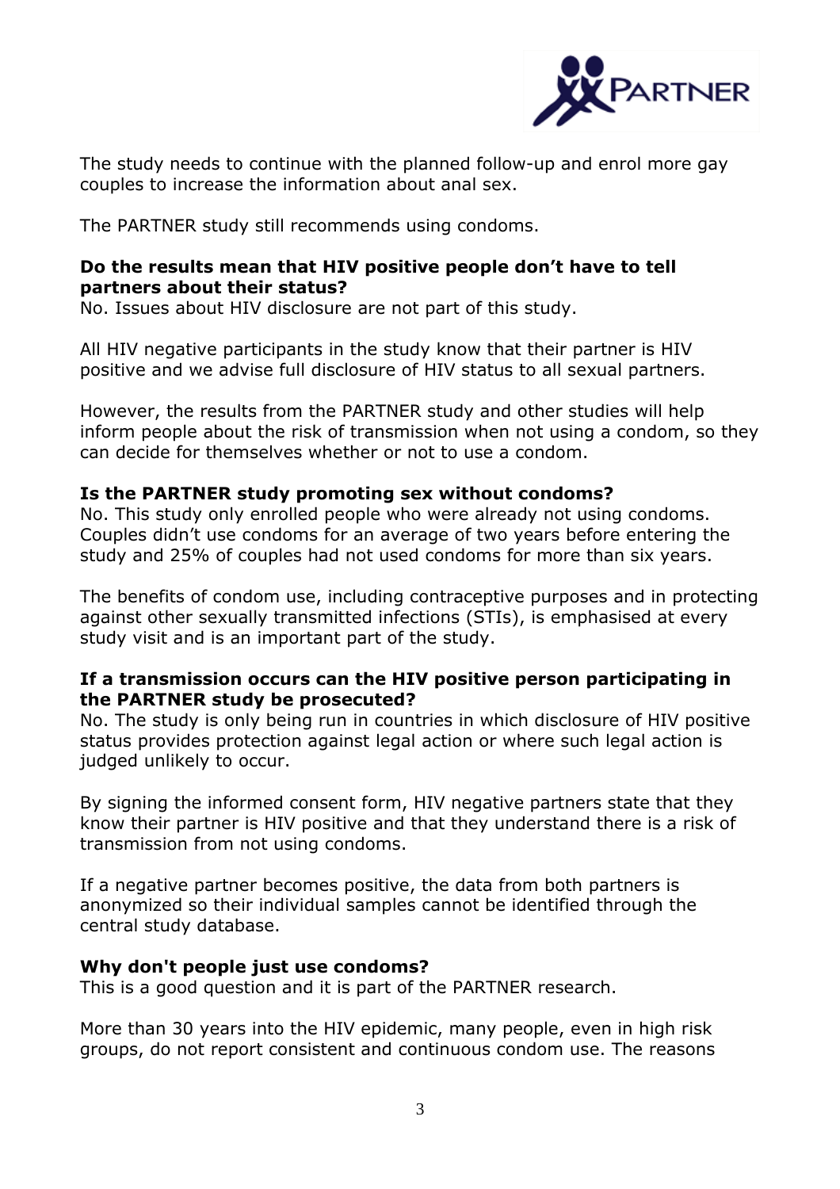The study needs to continue with the planned follow-up and enrol more gay couples to increase the information about anal sex.

The PARTNER study still recommends using condoms.

**Do the results mean that HIV positive people don't have to tell partners about their status?**
No. Issues about HIV disclosure are not part of this study.

All HIV negative participants in the study know that their partner is HIV positive and we advise full disclosure of HIV status to all sexual partners.

However, the results from the PARTNER study and other studies will help inform people about the risk of transmission when not using a condom, so they can decide for themselves whether or not to use a condom.

**Is the PARTNER study promoting sex without condoms?**
No. This study only enrolled people who were already not using condoms. Couples didn't use condoms for an average of two years before entering the study and 25% of couples had not used condoms for more than six years.

The benefits of condom use, including contraceptive purposes and in protecting against other sexually transmitted infections (STIs), is emphasised at every study visit and is an important part of the study.

**If a transmission occurs can the HIV positive person participating in the PARTNER study be prosecuted?**
No. The study is only being run in countries in which disclosure of HIV positive status provides protection against legal action or where such legal action is judged unlikely to occur.

By signing the informed consent form, HIV negative partners state that they know their partner is HIV positive and that they understand there is a risk of transmission from not using condoms.

If a negative partner becomes positive, the data from both partners is anonymized so their individual samples cannot be identified through the central study database.

**Why don't people just use condoms?**
This is a good question and it is part of the PARTNER research.

More than 30 years into the HIV epidemic, many people, even in high risk groups, do not report consistent and continuous condom use. The reasons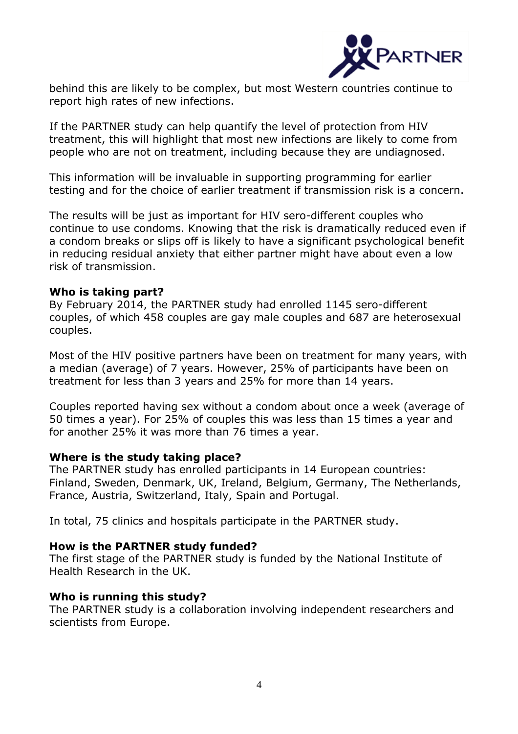behind this are likely to be complex, but most Western countries continue to report high rates of new infections.

If the PARTNER study can help quantify the level of protection from HIV treatment, this will highlight that most new infections are likely to come from people who are not on treatment, including because they are undiagnosed.

This information will be invaluable in supporting programming for earlier testing and for the choice of earlier treatment if transmission risk is a concern.

The results will be just as important for HIV sero-different couples who continue to use condoms. Knowing that the risk is dramatically reduced even if a condom breaks or slips off is likely to have a significant psychological benefit in reducing residual anxiety that either partner might have about even a low risk of transmission.

**Who is taking part?**
By February 2014, the PARTNER study had enrolled 1145 sero-different couples, of which 458 couples are gay male couples and 687 are heterosexual couples.

Most of the HIV positive partners have been on treatment for many years, with a median (average) of 7 years. However, 25% of participants have been on treatment for less than 3 years and 25% for more than 14 years.

Couples reported having sex without a condom about once a week (average of 50 times a year). For 25% of couples this was less than 15 times a year and for another 25% it was more than 76 times a year.

**Where is the study taking place?**
The PARTNER study has enrolled participants in 14 European countries: Finland, Sweden, Denmark, UK, Ireland, Belgium, Germany, The Netherlands, France, Austria, Switzerland, Italy, Spain and Portugal.

In total, 75 clinics and hospitals participate in the PARTNER study.

**How is the PARTNER study funded?**
The first stage of the PARTNER study is funded by the National Institute of Health Research in the UK.

**Who is running this study?**
The PARTNER study is a collaboration involving independent researchers and scientists from Europe.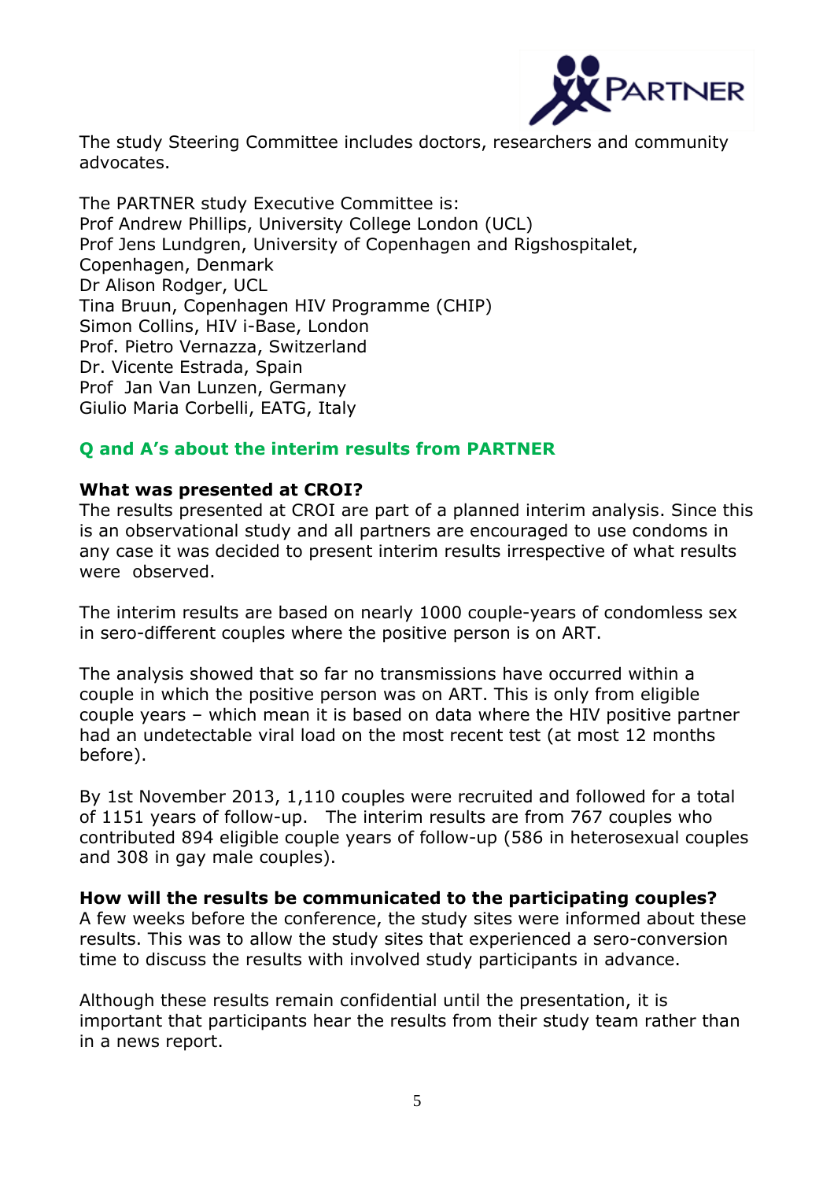The study Steering Committee includes doctors, researchers and community advocates.

The PARTNER study Executive Committee is:
Prof Andrew Phillips, University College London (UCL)
Prof Jens Lundgren, University of Copenhagen and Rigshospitalet, Copenhagen, Denmark
Dr Alison Rodger, UCL
Tina Bruun, Copenhagen HIV Programme (CHIP)
Simon Collins, HIV i-Base, London
Prof. Pietro Vernazza, Switzerland
Dr. Vicente Estrada, Spain
Prof Jan Van Lunzen, Germany
Giulio Maria Corbelli, EATG, Italy

## Q and A's about the interim results from PARTNER

**What was presented at CROI?**
The results presented at CROI are part of a planned interim analysis. Since this is an observational study and all partners are encouraged to use condoms in any case it was decided to present interim results irrespective of what results were observed.

The interim results are based on nearly 1000 couple-years of condomless sex in sero-different couples where the positive person is on ART.

The analysis showed that so far no transmissions have occurred within a couple in which the positive person was on ART. This is only from eligible couple years – which mean it is based on data where the HIV positive partner had an undetectable viral load on the most recent test (at most 12 months before).

By 1st November 2013, 1,110 couples were recruited and followed for a total of 1151 years of follow-up. The interim results are from 767 couples who contributed 894 eligible couple years of follow-up (586 in heterosexual couples and 308 in gay male couples).

**How will the results be communicated to the participating couples?**
A few weeks before the conference, the study sites were informed about these results. This was to allow the study sites that experienced a sero-conversion time to discuss the results with involved study participants in advance.

Although these results remain confidential until the presentation, it is important that participants hear the results from their study team rather than in a news report.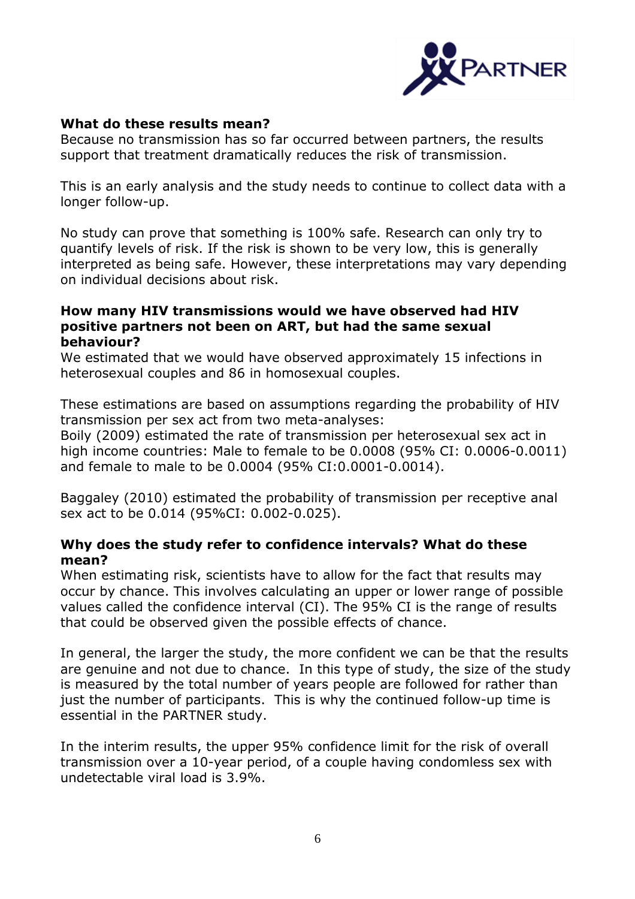**What do these results mean?**

Because no transmission has so far occurred between partners, the results support that treatment dramatically reduces the risk of transmission.

This is an early analysis and the study needs to continue to collect data with a longer follow-up.

No study can prove that something is 100% safe. Research can only try to quantify levels of risk. If the risk is shown to be very low, this is generally interpreted as being safe. However, these interpretations may vary depending on individual decisions about risk.

**How many HIV transmissions would we have observed had HIV positive partners not been on ART, but had the same sexual behaviour?**

We estimated that we would have observed approximately 15 infections in heterosexual couples and 86 in homosexual couples.

These estimations are based on assumptions regarding the probability of HIV transmission per sex act from two meta-analyses:
Boily (2009) estimated the rate of transmission per heterosexual sex act in high income countries: Male to female to be 0.0008 (95% CI: 0.0006-0.0011) and female to male to be 0.0004 (95% CI:0.0001-0.0014).

Baggaley (2010) estimated the probability of transmission per receptive anal sex act to be 0.014 (95%CI: 0.002-0.025).

**Why does the study refer to confidence intervals? What do these mean?**

When estimating risk, scientists have to allow for the fact that results may occur by chance. This involves calculating an upper or lower range of possible values called the confidence interval (CI). The 95% CI is the range of results that could be observed given the possible effects of chance.

In general, the larger the study, the more confident we can be that the results are genuine and not due to chance. In this type of study, the size of the study is measured by the total number of years people are followed for rather than just the number of participants. This is why the continued follow-up time is essential in the PARTNER study.

In the interim results, the upper 95% confidence limit for the risk of overall transmission over a 10-year period, of a couple having condomless sex with undetectable viral load is 3.9%.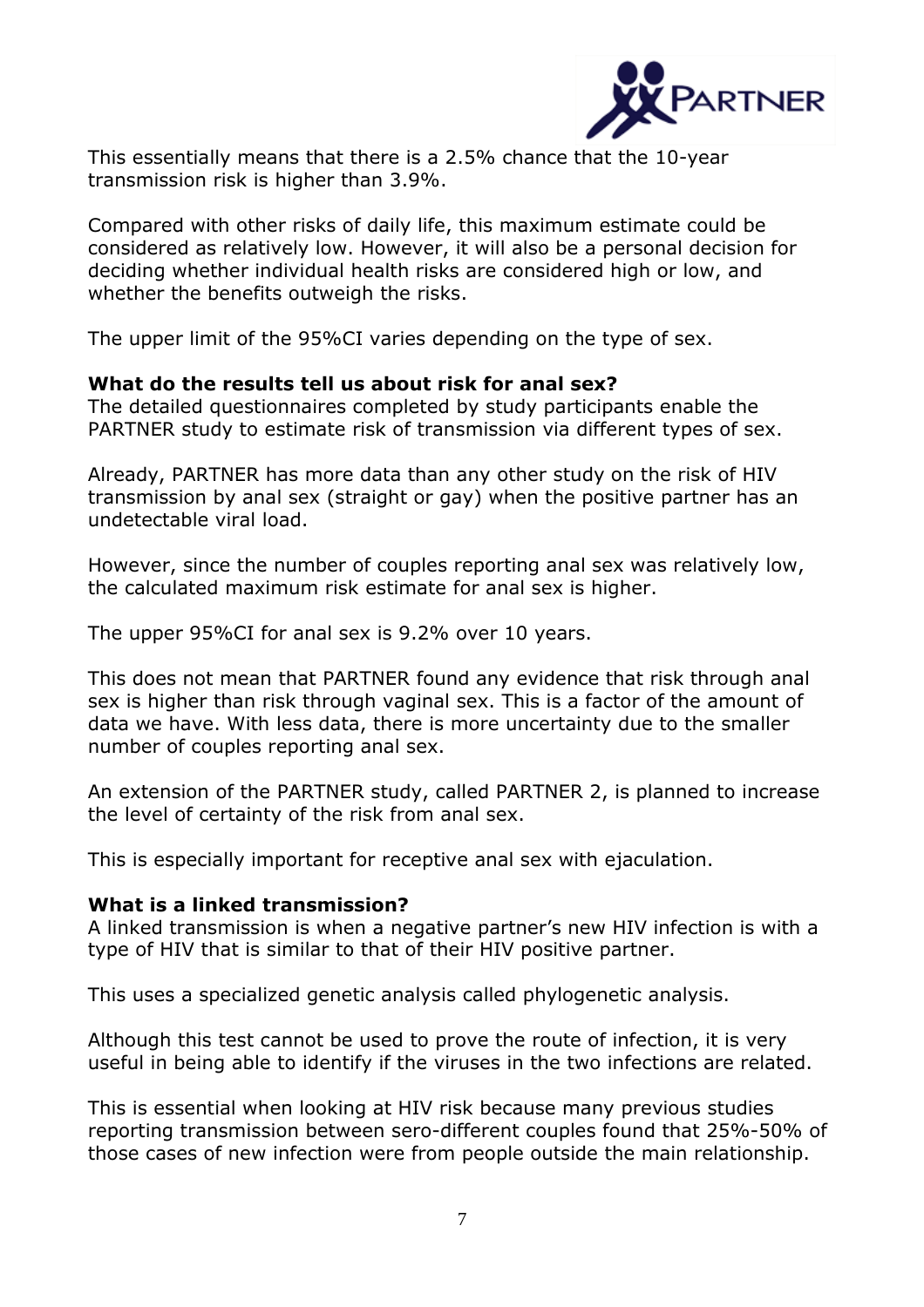This essentially means that there is a 2.5% chance that the 10-year transmission risk is higher than 3.9%.

Compared with other risks of daily life, this maximum estimate could be considered as relatively low. However, it will also be a personal decision for deciding whether individual health risks are considered high or low, and whether the benefits outweigh the risks.

The upper limit of the 95%CI varies depending on the type of sex.

**What do the results tell us about risk for anal sex?**

The detailed questionnaires completed by study participants enable the PARTNER study to estimate risk of transmission via different types of sex.

Already, PARTNER has more data than any other study on the risk of HIV transmission by anal sex (straight or gay) when the positive partner has an undetectable viral load.

However, since the number of couples reporting anal sex was relatively low, the calculated maximum risk estimate for anal sex is higher.

The upper 95%CI for anal sex is 9.2% over 10 years.

This does not mean that PARTNER found any evidence that risk through anal sex is higher than risk through vaginal sex. This is a factor of the amount of data we have. With less data, there is more uncertainty due to the smaller number of couples reporting anal sex.

An extension of the PARTNER study, called PARTNER 2, is planned to increase the level of certainty of the risk from anal sex.

This is especially important for receptive anal sex with ejaculation.

**What is a linked transmission?**

A linked transmission is when a negative partner's new HIV infection is with a type of HIV that is similar to that of their HIV positive partner.

This uses a specialized genetic analysis called phylogenetic analysis.

Although this test cannot be used to prove the route of infection, it is very useful in being able to identify if the viruses in the two infections are related.

This is essential when looking at HIV risk because many previous studies reporting transmission between sero-different couples found that 25%-50% of those cases of new infection were from people outside the main relationship.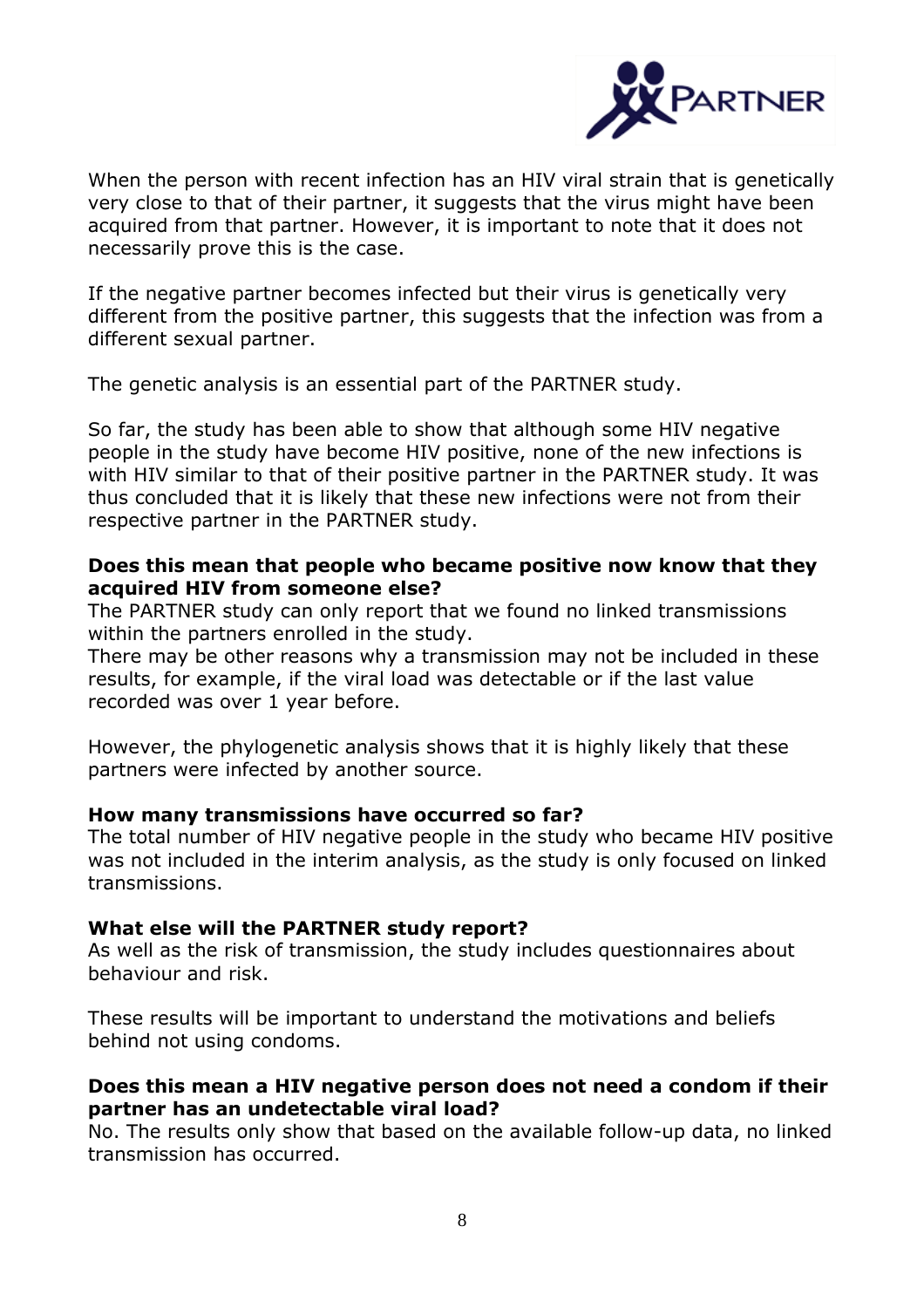When the person with recent infection has an HIV viral strain that is genetically very close to that of their partner, it suggests that the virus might have been acquired from that partner. However, it is important to note that it does not necessarily prove this is the case.

If the negative partner becomes infected but their virus is genetically very different from the positive partner, this suggests that the infection was from a different sexual partner.

The genetic analysis is an essential part of the PARTNER study.

So far, the study has been able to show that although some HIV negative people in the study have become HIV positive, none of the new infections is with HIV similar to that of their positive partner in the PARTNER study. It was thus concluded that it is likely that these new infections were not from their respective partner in the PARTNER study.

**Does this mean that people who became positive now know that they acquired HIV from someone else?**

The PARTNER study can only report that we found no linked transmissions within the partners enrolled in the study.

There may be other reasons why a transmission may not be included in these results, for example, if the viral load was detectable or if the last value recorded was over 1 year before.

However, the phylogenetic analysis shows that it is highly likely that these partners were infected by another source.

**How many transmissions have occurred so far?**

The total number of HIV negative people in the study who became HIV positive was not included in the interim analysis, as the study is only focused on linked transmissions.

**What else will the PARTNER study report?**

As well as the risk of transmission, the study includes questionnaires about behaviour and risk.

These results will be important to understand the motivations and beliefs behind not using condoms.

**Does this mean a HIV negative person does not need a condom if their partner has an undetectable viral load?**

No. The results only show that based on the available follow-up data, no linked transmission has occurred.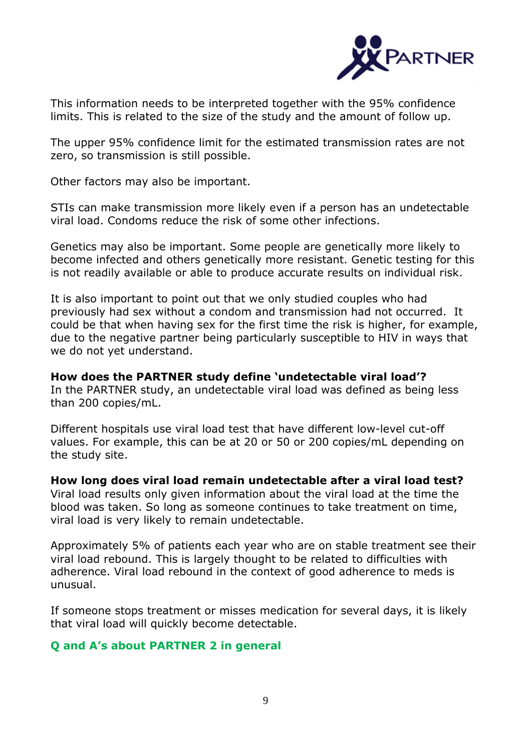This information needs to be interpreted together with the 95% confidence limits. This is related to the size of the study and the amount of follow up.

The upper 95% confidence limit for the estimated transmission rates are not zero, so transmission is still possible.

Other factors may also be important.

STIs can make transmission more likely even if a person has an undetectable viral load. Condoms reduce the risk of some other infections.

Genetics may also be important. Some people are genetically more likely to become infected and others genetically more resistant. Genetic testing for this is not readily available or able to produce accurate results on individual risk.

It is also important to point out that we only studied couples who had previously had sex without a condom and transmission had not occurred. It could be that when having sex for the first time the risk is higher, for example, due to the negative partner being particularly susceptible to HIV in ways that we do not yet understand.

**How does the PARTNER study define 'undetectable viral load'?**
In the PARTNER study, an undetectable viral load was defined as being less than 200 copies/mL.

Different hospitals use viral load test that have different low-level cut-off values. For example, this can be at 20 or 50 or 200 copies/mL depending on the study site.

**How long does viral load remain undetectable after a viral load test?**
Viral load results only given information about the viral load at the time the blood was taken. So long as someone continues to take treatment on time, viral load is very likely to remain undetectable.

Approximately 5% of patients each year who are on stable treatment see their viral load rebound. This is largely thought to be related to difficulties with adherence. Viral load rebound in the context of good adherence to meds is unusual.

If someone stops treatment or misses medication for several days, it is likely that viral load will quickly become detectable.

## Q and A's about PARTNER 2 in general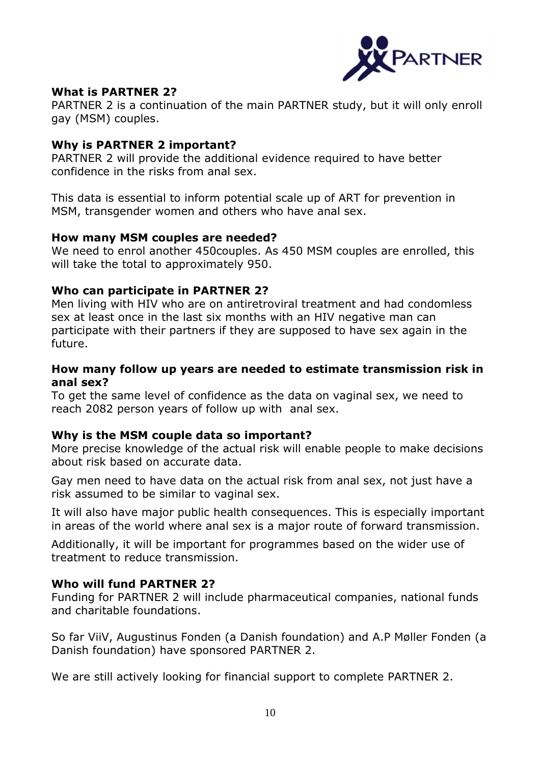**What is PARTNER 2?**

PARTNER 2 is a continuation of the main PARTNER study, but it will only enroll gay (MSM) couples.

**Why is PARTNER 2 important?**

PARTNER 2 will provide the additional evidence required to have better confidence in the risks from anal sex.

This data is essential to inform potential scale up of ART for prevention in MSM, transgender women and others who have anal sex.

**How many MSM couples are needed?**

We need to enrol another 450couples. As 450 MSM couples are enrolled, this will take the total to approximately 950.

**Who can participate in PARTNER 2?**

Men living with HIV who are on antiretroviral treatment and had condomless sex at least once in the last six months with an HIV negative man can participate with their partners if they are supposed to have sex again in the future.

**How many follow up years are needed to estimate transmission risk in anal sex?**

To get the same level of confidence as the data on vaginal sex, we need to reach 2082 person years of follow up with anal sex.

**Why is the MSM couple data so important?**

More precise knowledge of the actual risk will enable people to make decisions about risk based on accurate data.

Gay men need to have data on the actual risk from anal sex, not just have a risk assumed to be similar to vaginal sex.

It will also have major public health consequences. This is especially important in areas of the world where anal sex is a major route of forward transmission.

Additionally, it will be important for programmes based on the wider use of treatment to reduce transmission.

**Who will fund PARTNER 2?**

Funding for PARTNER 2 will include pharmaceutical companies, national funds and charitable foundations.

So far ViiV, Augustinus Fonden (a Danish foundation) and A.P Møller Fonden (a Danish foundation) have sponsored PARTNER 2.

We are still actively looking for financial support to complete PARTNER 2.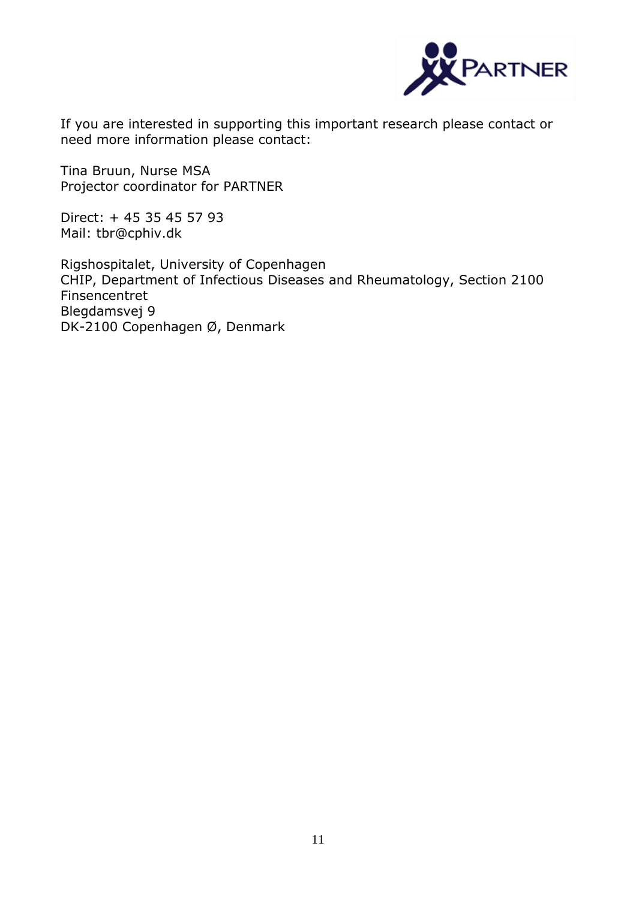If you are interested in supporting this important research please contact or need more information please contact:

Tina Bruun, Nurse MSA
Projector coordinator for PARTNER

Direct: + 45 35 45 57 93
Mail: tbr@cphiv.dk

Rigshospitalet, University of Copenhagen
CHIP, Department of Infectious Diseases and Rheumatology, Section 2100
Finsencentret
Blegdamsvej 9
DK-2100 Copenhagen Ø, Denmark